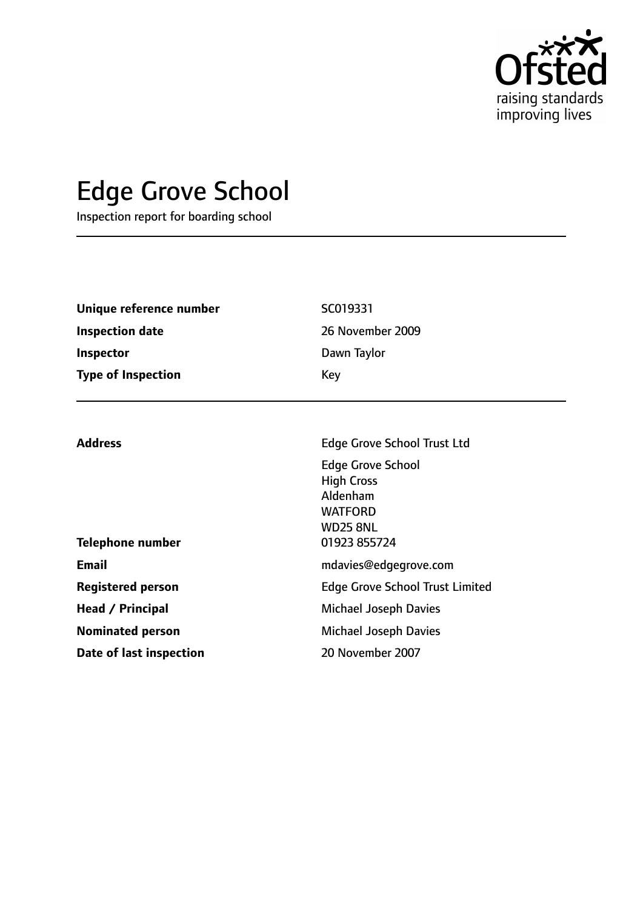# Edge Grove School

Inspection report for boarding school

| | |
|---|---|
| **Unique reference number** | SC019331 |
| **Inspection date** | 26 November 2009 |
| **Inspector** | Dawn Taylor |
| **Type of Inspection** | Key |

| | |
|---|---|
| **Address** | Edge Grove School Trust Ltd<br>Edge Grove School<br>High Cross<br>Aldenham<br>WATFORD<br>WD25 8NL |
| **Telephone number** | 01923 855724 |
| **Email** | mdavies@edgegrove.com |
| **Registered person** | Edge Grove School Trust Limited |
| **Head / Principal** | Michael Joseph Davies |
| **Nominated person** | Michael Joseph Davies |
| **Date of last inspection** | 20 November 2007 |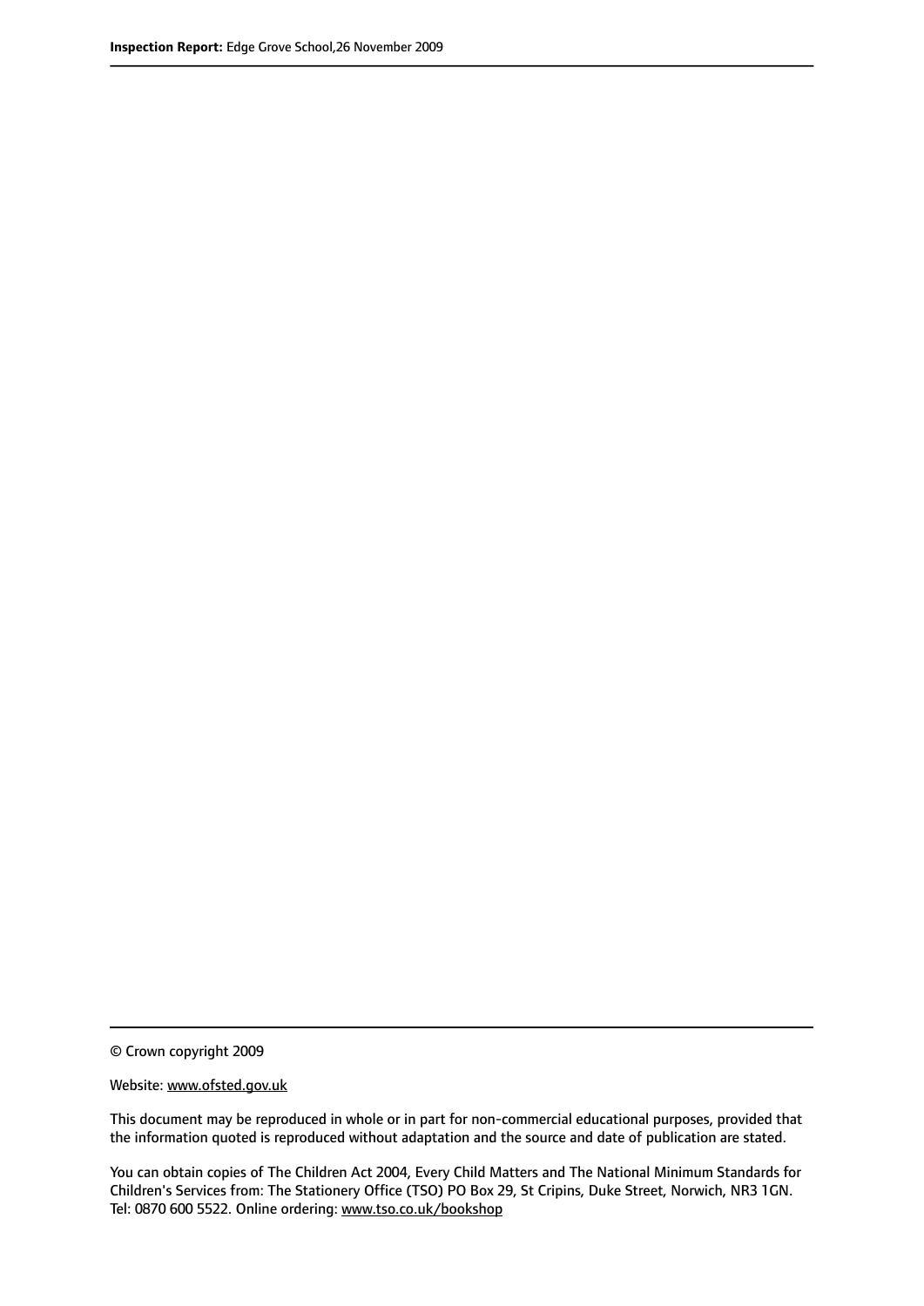© Crown copyright 2009

Website: www.ofsted.gov.uk

This document may be reproduced in whole or in part for non-commercial educational purposes, provided that the information quoted is reproduced without adaptation and the source and date of publication are stated.

You can obtain copies of The Children Act 2004, Every Child Matters and The National Minimum Standards for Children's Services from: The Stationery Office (TSO) PO Box 29, St Cripins, Duke Street, Norwich, NR3 1GN. Tel: 0870 600 5522. Online ordering: www.tso.co.uk/bookshop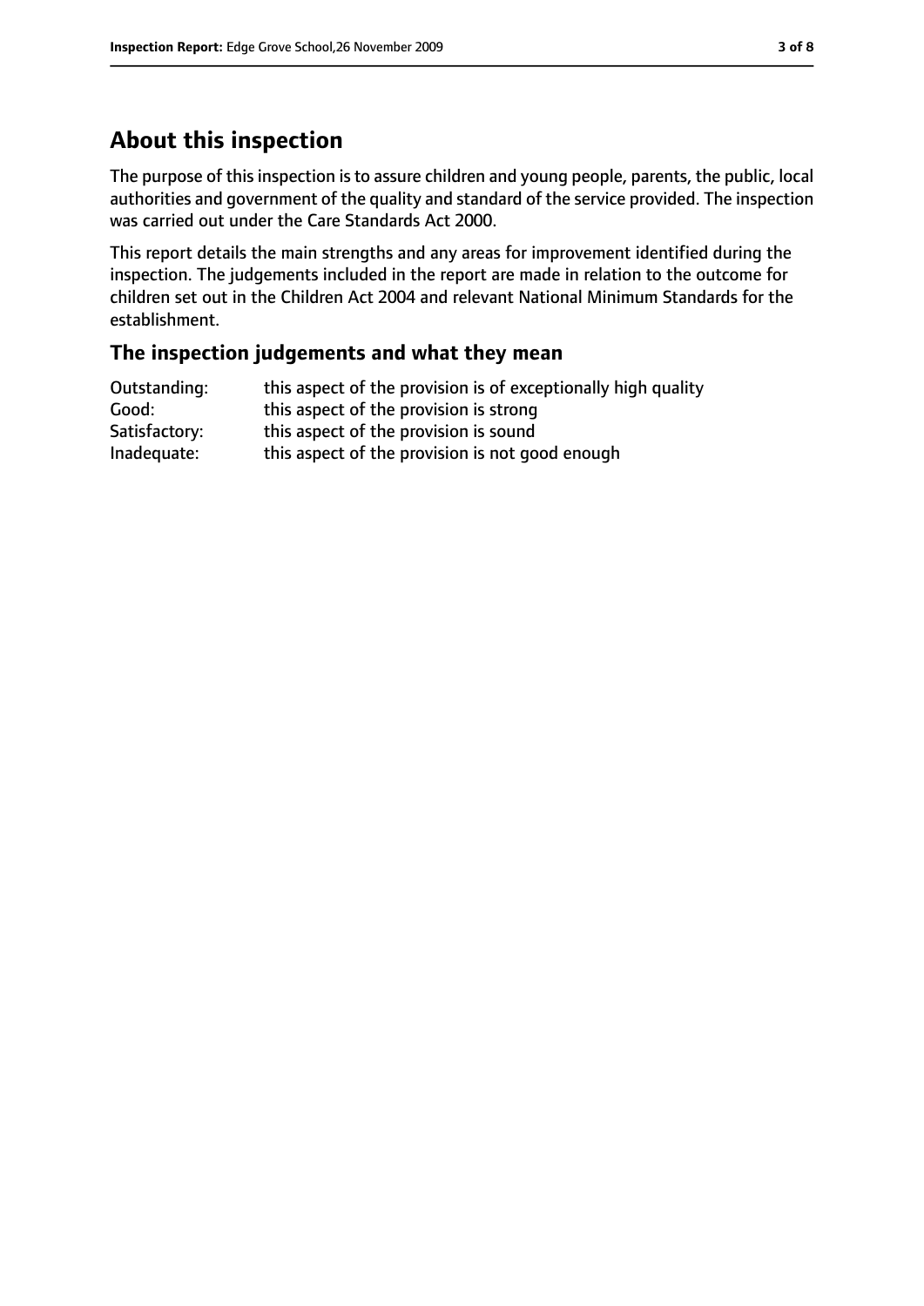## About this inspection

The purpose of this inspection is to assure children and young people, parents, the public, local authorities and government of the quality and standard of the service provided. The inspection was carried out under the Care Standards Act 2000.

This report details the main strengths and any areas for improvement identified during the inspection. The judgements included in the report are made in relation to the outcome for children set out in the Children Act 2004 and relevant National Minimum Standards for the establishment.

### The inspection judgements and what they mean

| | |
|---|---|
| Outstanding: | this aspect of the provision is of exceptionally high quality |
| Good: | this aspect of the provision is strong |
| Satisfactory: | this aspect of the provision is sound |
| Inadequate: | this aspect of the provision is not good enough |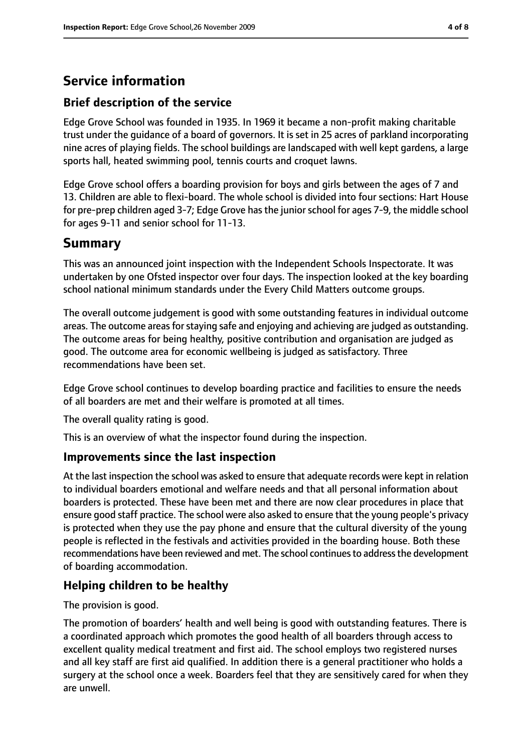# Service information

## Brief description of the service

Edge Grove School was founded in 1935. In 1969 it became a non-profit making charitable trust under the guidance of a board of governors. It is set in 25 acres of parkland incorporating nine acres of playing fields. The school buildings are landscaped with well kept gardens, a large sports hall, heated swimming pool, tennis courts and croquet lawns.

Edge Grove school offers a boarding provision for boys and girls between the ages of 7 and 13. Children are able to flexi-board. The whole school is divided into four sections: Hart House for pre-prep children aged 3-7; Edge Grove has the junior school for ages 7-9, the middle school for ages 9-11 and senior school for 11-13.

# Summary

This was an announced joint inspection with the Independent Schools Inspectorate. It was undertaken by one Ofsted inspector over four days. The inspection looked at the key boarding school national minimum standards under the Every Child Matters outcome groups.

The overall outcome judgement is good with some outstanding features in individual outcome areas. The outcome areas for staying safe and enjoying and achieving are judged as outstanding. The outcome areas for being healthy, positive contribution and organisation are judged as good. The outcome area for economic wellbeing is judged as satisfactory. Three recommendations have been set.

Edge Grove school continues to develop boarding practice and facilities to ensure the needs of all boarders are met and their welfare is promoted at all times.

The overall quality rating is good.

This is an overview of what the inspector found during the inspection.

## Improvements since the last inspection

At the last inspection the school was asked to ensure that adequate records were kept in relation to individual boarders emotional and welfare needs and that all personal information about boarders is protected. These have been met and there are now clear procedures in place that ensure good staff practice. The school were also asked to ensure that the young people's privacy is protected when they use the pay phone and ensure that the cultural diversity of the young people is reflected in the festivals and activities provided in the boarding house. Both these recommendations have been reviewed and met. The school continues to address the development of boarding accommodation.

## Helping children to be healthy

The provision is good.

The promotion of boarders' health and well being is good with outstanding features. There is a coordinated approach which promotes the good health of all boarders through access to excellent quality medical treatment and first aid. The school employs two registered nurses and all key staff are first aid qualified. In addition there is a general practitioner who holds a surgery at the school once a week. Boarders feel that they are sensitively cared for when they are unwell.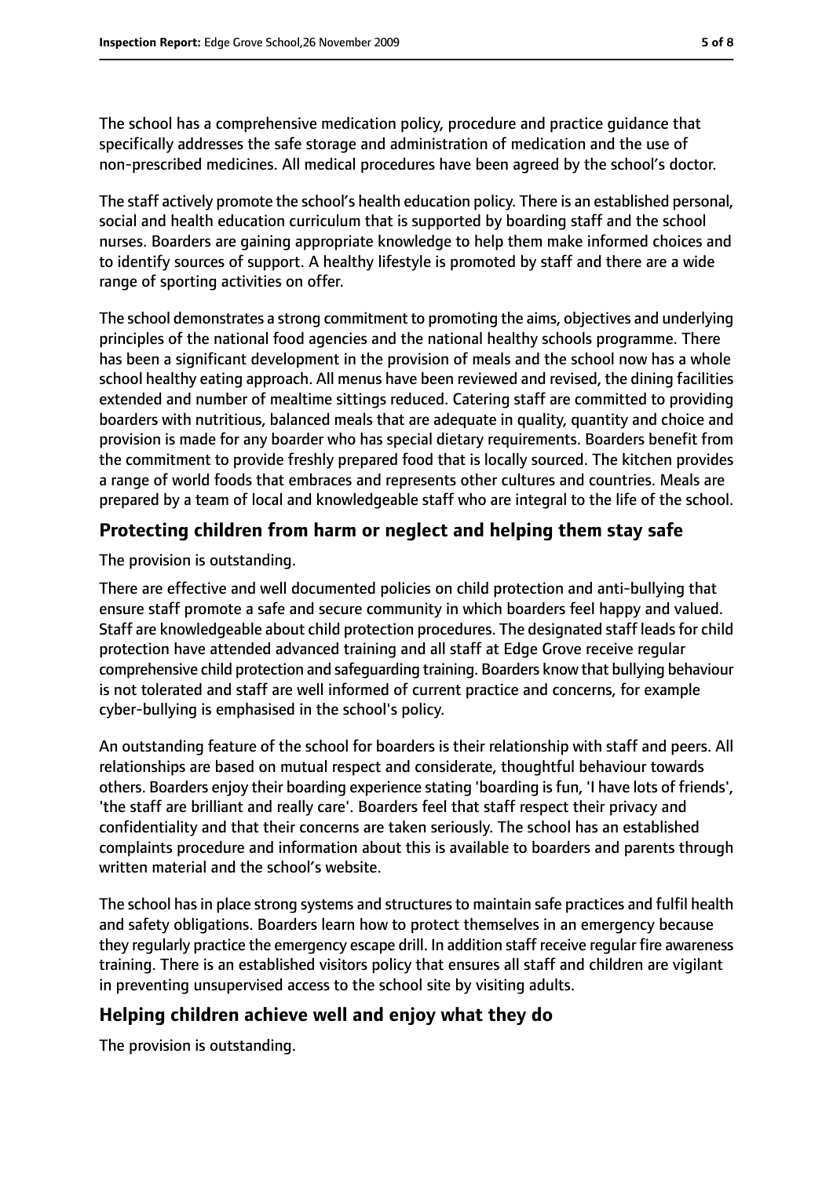The school has a comprehensive medication policy, procedure and practice guidance that specifically addresses the safe storage and administration of medication and the use of non-prescribed medicines. All medical procedures have been agreed by the school's doctor.

The staff actively promote the school's health education policy. There is an established personal, social and health education curriculum that is supported by boarding staff and the school nurses. Boarders are gaining appropriate knowledge to help them make informed choices and to identify sources of support. A healthy lifestyle is promoted by staff and there are a wide range of sporting activities on offer.

The school demonstrates a strong commitment to promoting the aims, objectives and underlying principles of the national food agencies and the national healthy schools programme. There has been a significant development in the provision of meals and the school now has a whole school healthy eating approach. All menus have been reviewed and revised, the dining facilities extended and number of mealtime sittings reduced. Catering staff are committed to providing boarders with nutritious, balanced meals that are adequate in quality, quantity and choice and provision is made for any boarder who has special dietary requirements. Boarders benefit from the commitment to provide freshly prepared food that is locally sourced. The kitchen provides a range of world foods that embraces and represents other cultures and countries. Meals are prepared by a team of local and knowledgeable staff who are integral to the life of the school.

## Protecting children from harm or neglect and helping them stay safe

The provision is outstanding.

There are effective and well documented policies on child protection and anti-bullying that ensure staff promote a safe and secure community in which boarders feel happy and valued. Staff are knowledgeable about child protection procedures. The designated staff leads for child protection have attended advanced training and all staff at Edge Grove receive regular comprehensive child protection and safeguarding training. Boarders know that bullying behaviour is not tolerated and staff are well informed of current practice and concerns, for example cyber-bullying is emphasised in the school's policy.

An outstanding feature of the school for boarders is their relationship with staff and peers. All relationships are based on mutual respect and considerate, thoughtful behaviour towards others. Boarders enjoy their boarding experience stating 'boarding is fun, 'I have lots of friends', 'the staff are brilliant and really care'. Boarders feel that staff respect their privacy and confidentiality and that their concerns are taken seriously. The school has an established complaints procedure and information about this is available to boarders and parents through written material and the school's website.

The school has in place strong systems and structures to maintain safe practices and fulfil health and safety obligations. Boarders learn how to protect themselves in an emergency because they regularly practice the emergency escape drill. In addition staff receive regular fire awareness training. There is an established visitors policy that ensures all staff and children are vigilant in preventing unsupervised access to the school site by visiting adults.

## Helping children achieve well and enjoy what they do

The provision is outstanding.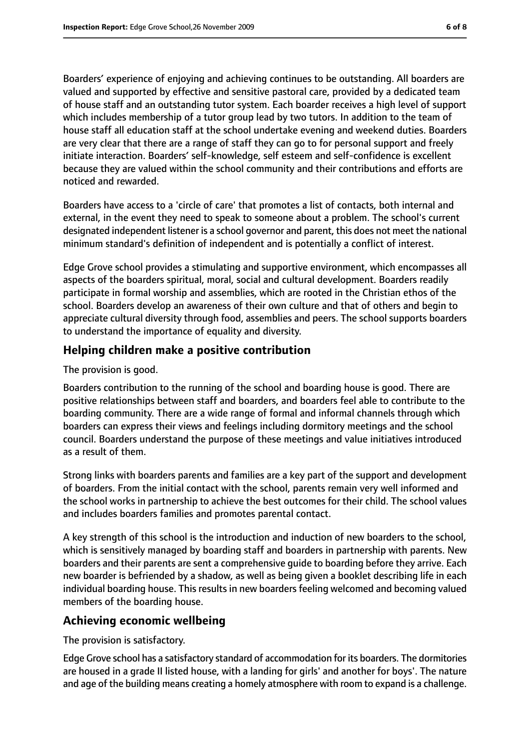Boarders' experience of enjoying and achieving continues to be outstanding. All boarders are valued and supported by effective and sensitive pastoral care, provided by a dedicated team of house staff and an outstanding tutor system. Each boarder receives a high level of support which includes membership of a tutor group lead by two tutors. In addition to the team of house staff all education staff at the school undertake evening and weekend duties. Boarders are very clear that there are a range of staff they can go to for personal support and freely initiate interaction. Boarders' self-knowledge, self esteem and self-confidence is excellent because they are valued within the school community and their contributions and efforts are noticed and rewarded.

Boarders have access to a 'circle of care' that promotes a list of contacts, both internal and external, in the event they need to speak to someone about a problem. The school's current designated independent listener is a school governor and parent, this does not meet the national minimum standard's definition of independent and is potentially a conflict of interest.

Edge Grove school provides a stimulating and supportive environment, which encompasses all aspects of the boarders spiritual, moral, social and cultural development. Boarders readily participate in formal worship and assemblies, which are rooted in the Christian ethos of the school. Boarders develop an awareness of their own culture and that of others and begin to appreciate cultural diversity through food, assemblies and peers. The school supports boarders to understand the importance of equality and diversity.

## Helping children make a positive contribution

The provision is good.

Boarders contribution to the running of the school and boarding house is good. There are positive relationships between staff and boarders, and boarders feel able to contribute to the boarding community. There are a wide range of formal and informal channels through which boarders can express their views and feelings including dormitory meetings and the school council. Boarders understand the purpose of these meetings and value initiatives introduced as a result of them.

Strong links with boarders parents and families are a key part of the support and development of boarders. From the initial contact with the school, parents remain very well informed and the school works in partnership to achieve the best outcomes for their child. The school values and includes boarders families and promotes parental contact.

A key strength of this school is the introduction and induction of new boarders to the school, which is sensitively managed by boarding staff and boarders in partnership with parents. New boarders and their parents are sent a comprehensive guide to boarding before they arrive. Each new boarder is befriended by a shadow, as well as being given a booklet describing life in each individual boarding house. This results in new boarders feeling welcomed and becoming valued members of the boarding house.

## Achieving economic wellbeing

The provision is satisfactory.

Edge Grove school has a satisfactory standard of accommodation for its boarders. The dormitories are housed in a grade II listed house, with a landing for girls' and another for boys'. The nature and age of the building means creating a homely atmosphere with room to expand is a challenge.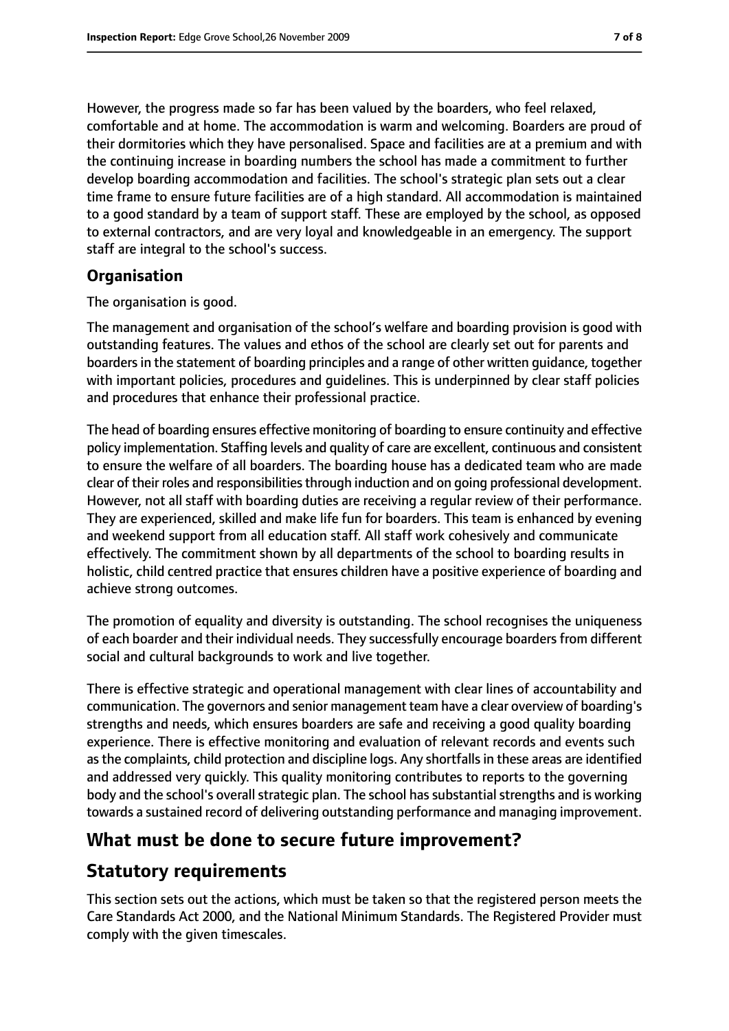However, the progress made so far has been valued by the boarders, who feel relaxed, comfortable and at home. The accommodation is warm and welcoming. Boarders are proud of their dormitories which they have personalised. Space and facilities are at a premium and with the continuing increase in boarding numbers the school has made a commitment to further develop boarding accommodation and facilities. The school's strategic plan sets out a clear time frame to ensure future facilities are of a high standard. All accommodation is maintained to a good standard by a team of support staff. These are employed by the school, as opposed to external contractors, and are very loyal and knowledgeable in an emergency. The support staff are integral to the school's success.

### Organisation

The organisation is good.

The management and organisation of the school's welfare and boarding provision is good with outstanding features. The values and ethos of the school are clearly set out for parents and boarders in the statement of boarding principles and a range of other written guidance, together with important policies, procedures and guidelines. This is underpinned by clear staff policies and procedures that enhance their professional practice.

The head of boarding ensures effective monitoring of boarding to ensure continuity and effective policy implementation. Staffing levels and quality of care are excellent, continuous and consistent to ensure the welfare of all boarders. The boarding house has a dedicated team who are made clear of their roles and responsibilities through induction and on going professional development. However, not all staff with boarding duties are receiving a regular review of their performance. They are experienced, skilled and make life fun for boarders. This team is enhanced by evening and weekend support from all education staff. All staff work cohesively and communicate effectively. The commitment shown by all departments of the school to boarding results in holistic, child centred practice that ensures children have a positive experience of boarding and achieve strong outcomes.

The promotion of equality and diversity is outstanding. The school recognises the uniqueness of each boarder and their individual needs. They successfully encourage boarders from different social and cultural backgrounds to work and live together.

There is effective strategic and operational management with clear lines of accountability and communication. The governors and senior management team have a clear overview of boarding's strengths and needs, which ensures boarders are safe and receiving a good quality boarding experience. There is effective monitoring and evaluation of relevant records and events such as the complaints, child protection and discipline logs. Any shortfalls in these areas are identified and addressed very quickly. This quality monitoring contributes to reports to the governing body and the school's overall strategic plan. The school has substantial strengths and is working towards a sustained record of delivering outstanding performance and managing improvement.

## What must be done to secure future improvement?

## Statutory requirements

This section sets out the actions, which must be taken so that the registered person meets the Care Standards Act 2000, and the National Minimum Standards. The Registered Provider must comply with the given timescales.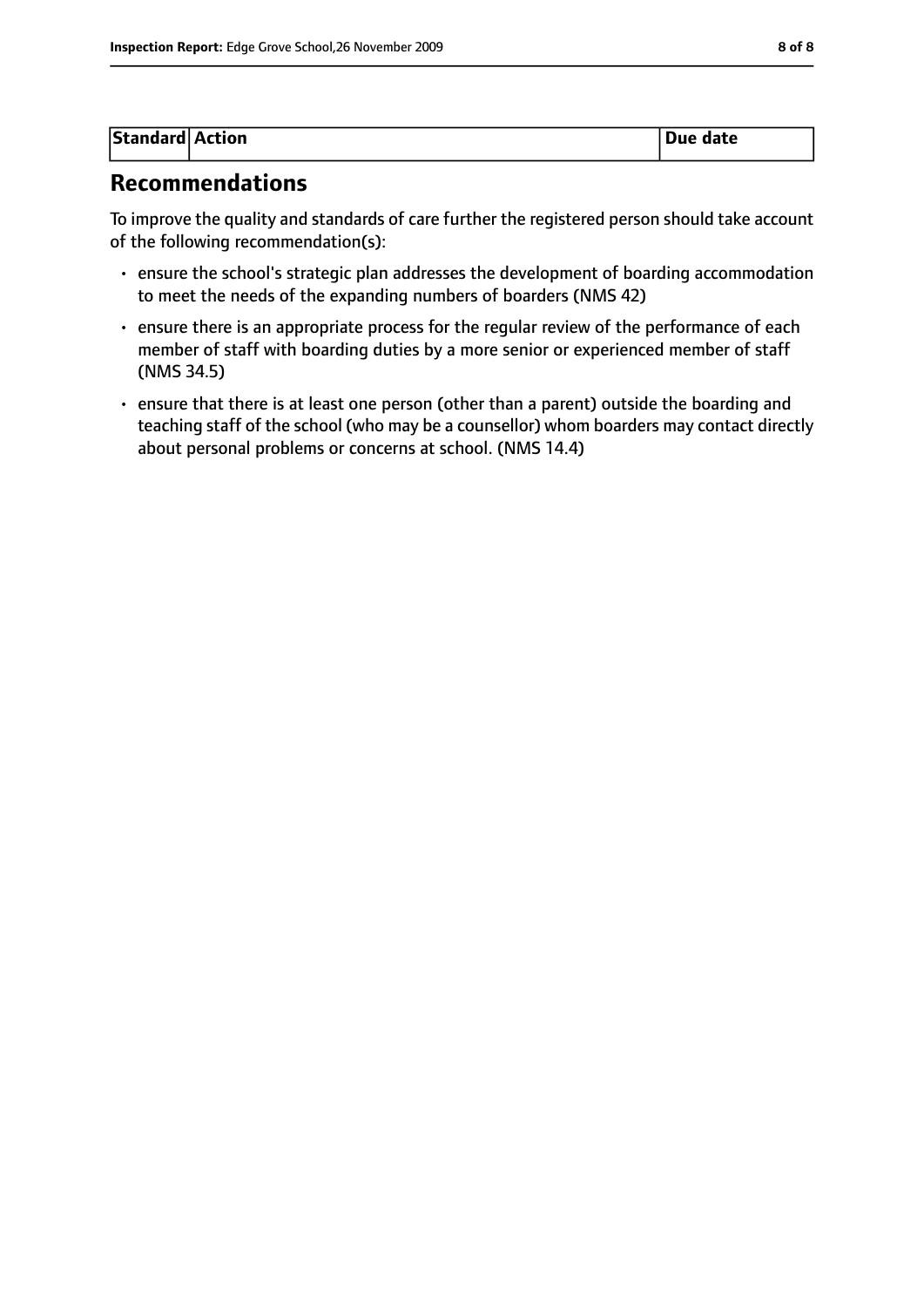| Standard | Action | Due date |
|---|---|---|

## Recommendations

To improve the quality and standards of care further the registered person should take account of the following recommendation(s):

- ensure the school's strategic plan addresses the development of boarding accommodation to meet the needs of the expanding numbers of boarders (NMS 42)
- ensure there is an appropriate process for the regular review of the performance of each member of staff with boarding duties by a more senior or experienced member of staff (NMS 34.5)
- ensure that there is at least one person (other than a parent) outside the boarding and teaching staff of the school (who may be a counsellor) whom boarders may contact directly about personal problems or concerns at school. (NMS 14.4)